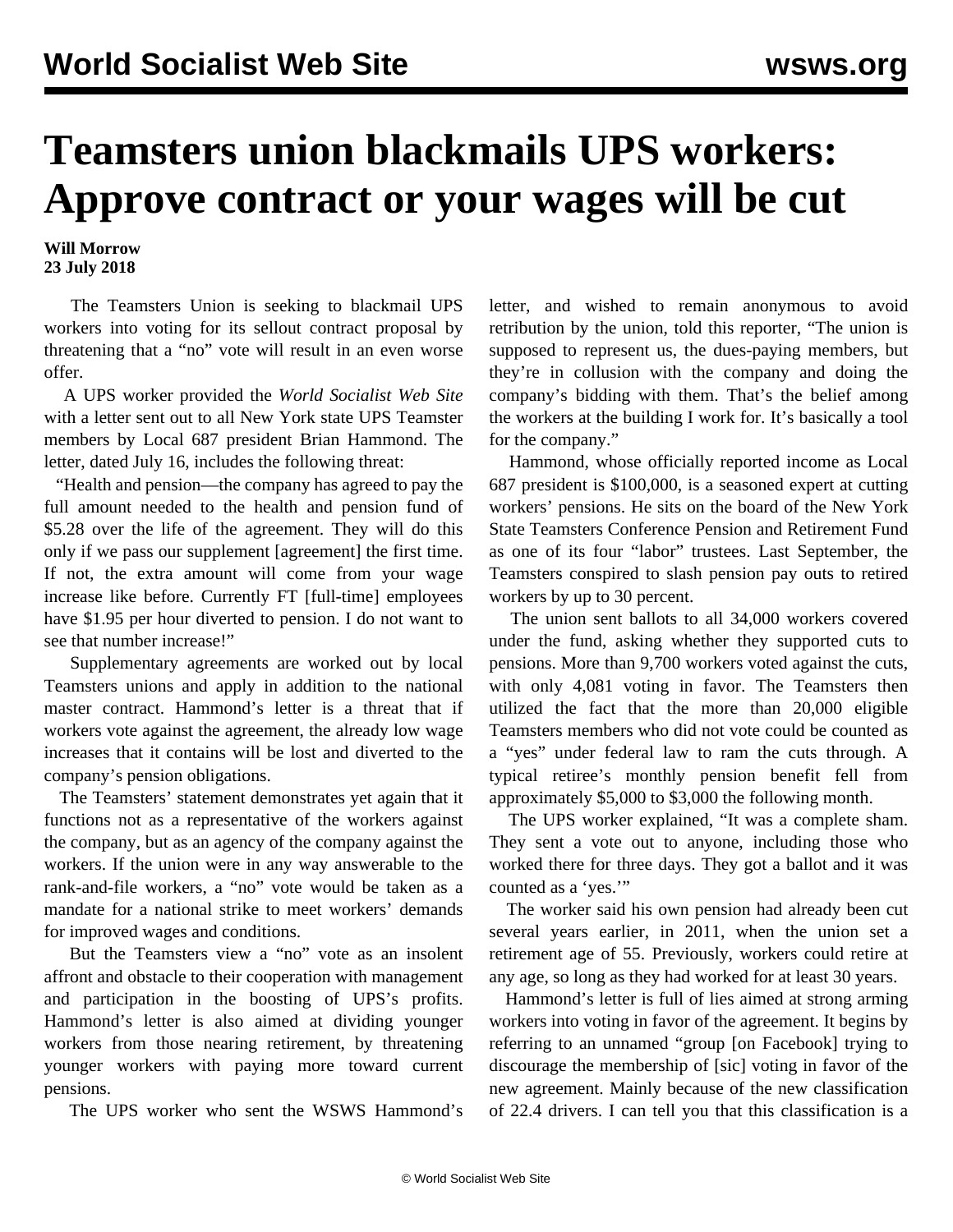# Teamsters union blackmails UPS workers: Approve contract or your wages will be cut

**Will Morrow**
**23 July 2018**

The Teamsters Union is seeking to blackmail UPS workers into voting for its sellout contract proposal by threatening that a "no" vote will result in an even worse offer.

A UPS worker provided the *World Socialist Web Site* with a letter sent out to all New York state UPS Teamster members by Local 687 president Brian Hammond. The letter, dated July 16, includes the following threat:

"Health and pension—the company has agreed to pay the full amount needed to the health and pension fund of $5.28 over the life of the agreement. They will do this only if we pass our supplement [agreement] the first time. If not, the extra amount will come from your wage increase like before. Currently FT [full-time] employees have $1.95 per hour diverted to pension. I do not want to see that number increase!"

Supplementary agreements are worked out by local Teamsters unions and apply in addition to the national master contract. Hammond's letter is a threat that if workers vote against the agreement, the already low wage increases that it contains will be lost and diverted to the company's pension obligations.

The Teamsters' statement demonstrates yet again that it functions not as a representative of the workers against the company, but as an agency of the company against the workers. If the union were in any way answerable to the rank-and-file workers, a "no" vote would be taken as a mandate for a national strike to meet workers' demands for improved wages and conditions.

But the Teamsters view a "no" vote as an insolent affront and obstacle to their cooperation with management and participation in the boosting of UPS's profits. Hammond's letter is also aimed at dividing younger workers from those nearing retirement, by threatening younger workers with paying more toward current pensions.

The UPS worker who sent the WSWS Hammond's letter, and wished to remain anonymous to avoid retribution by the union, told this reporter, "The union is supposed to represent us, the dues-paying members, but they're in collusion with the company and doing the company's bidding with them. That's the belief among the workers at the building I work for. It's basically a tool for the company."

Hammond, whose officially reported income as Local 687 president is $100,000, is a seasoned expert at cutting workers' pensions. He sits on the board of the New York State Teamsters Conference Pension and Retirement Fund as one of its four "labor" trustees. Last September, the Teamsters conspired to slash pension pay outs to retired workers by up to 30 percent.

The union sent ballots to all 34,000 workers covered under the fund, asking whether they supported cuts to pensions. More than 9,700 workers voted against the cuts, with only 4,081 voting in favor. The Teamsters then utilized the fact that the more than 20,000 eligible Teamsters members who did not vote could be counted as a "yes" under federal law to ram the cuts through. A typical retiree's monthly pension benefit fell from approximately $5,000 to $3,000 the following month.

The UPS worker explained, "It was a complete sham. They sent a vote out to anyone, including those who worked there for three days. They got a ballot and it was counted as a 'yes.'"

The worker said his own pension had already been cut several years earlier, in 2011, when the union set a retirement age of 55. Previously, workers could retire at any age, so long as they had worked for at least 30 years.

Hammond's letter is full of lies aimed at strong arming workers into voting in favor of the agreement. It begins by referring to an unnamed "group [on Facebook] trying to discourage the membership of [sic] voting in favor of the new agreement. Mainly because of the new classification of 22.4 drivers. I can tell you that this classification is a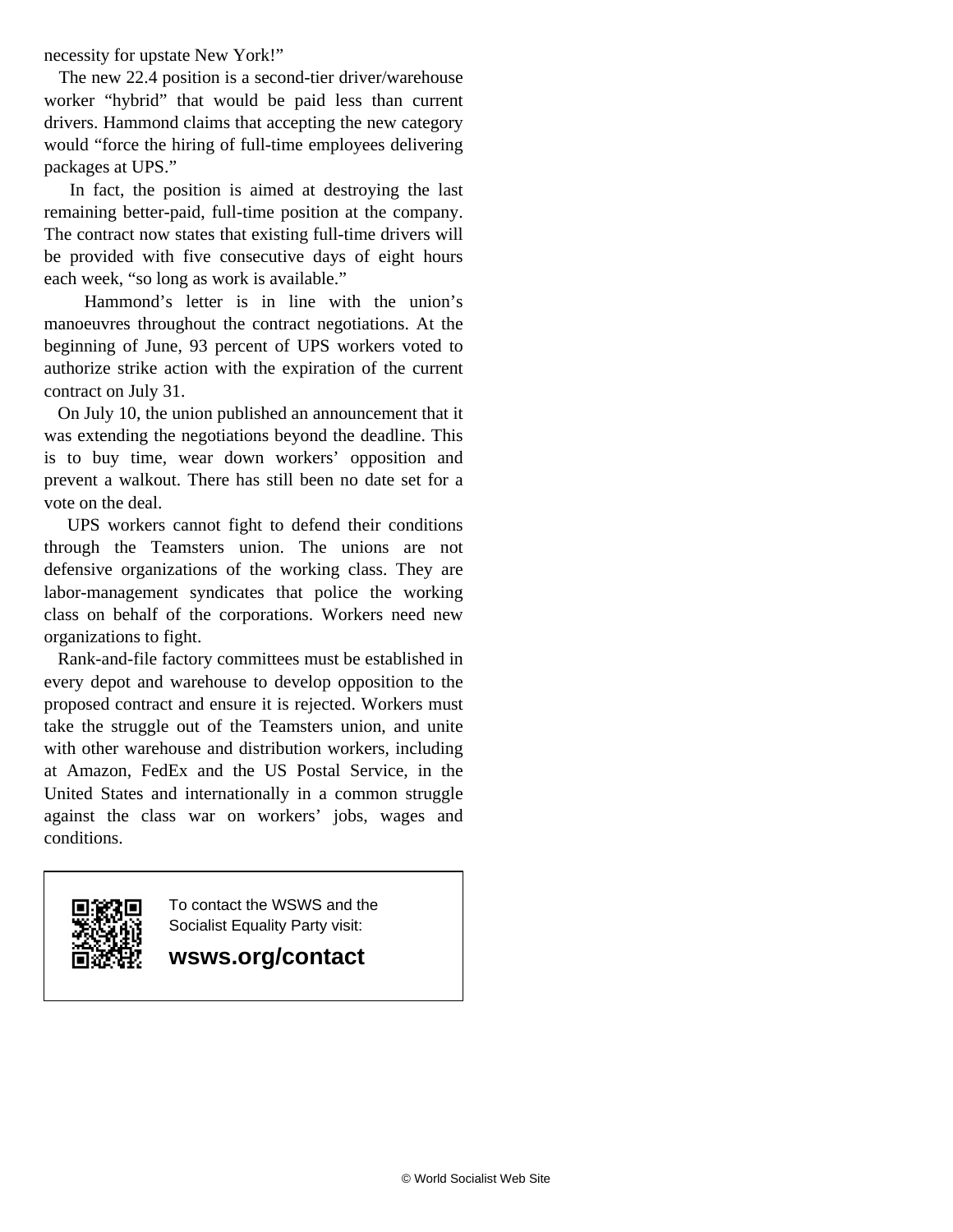necessity for upstate New York!"

The new 22.4 position is a second-tier driver/warehouse worker "hybrid" that would be paid less than current drivers. Hammond claims that accepting the new category would "force the hiring of full-time employees delivering packages at UPS."

In fact, the position is aimed at destroying the last remaining better-paid, full-time position at the company. The contract now states that existing full-time drivers will be provided with five consecutive days of eight hours each week, "so long as work is available."

Hammond's letter is in line with the union's manoeuvres throughout the contract negotiations. At the beginning of June, 93 percent of UPS workers voted to authorize strike action with the expiration of the current contract on July 31.

On July 10, the union published an announcement that it was extending the negotiations beyond the deadline. This is to buy time, wear down workers' opposition and prevent a walkout. There has still been no date set for a vote on the deal.

UPS workers cannot fight to defend their conditions through the Teamsters union. The unions are not defensive organizations of the working class. They are labor-management syndicates that police the working class on behalf of the corporations. Workers need new organizations to fight.

Rank-and-file factory committees must be established in every depot and warehouse to develop opposition to the proposed contract and ensure it is rejected. Workers must take the struggle out of the Teamsters union, and unite with other warehouse and distribution workers, including at Amazon, FedEx and the US Postal Service, in the United States and internationally in a common struggle against the class war on workers' jobs, wages and conditions.

To contact the WSWS and the Socialist Equality Party visit:

**wsws.org/contact**